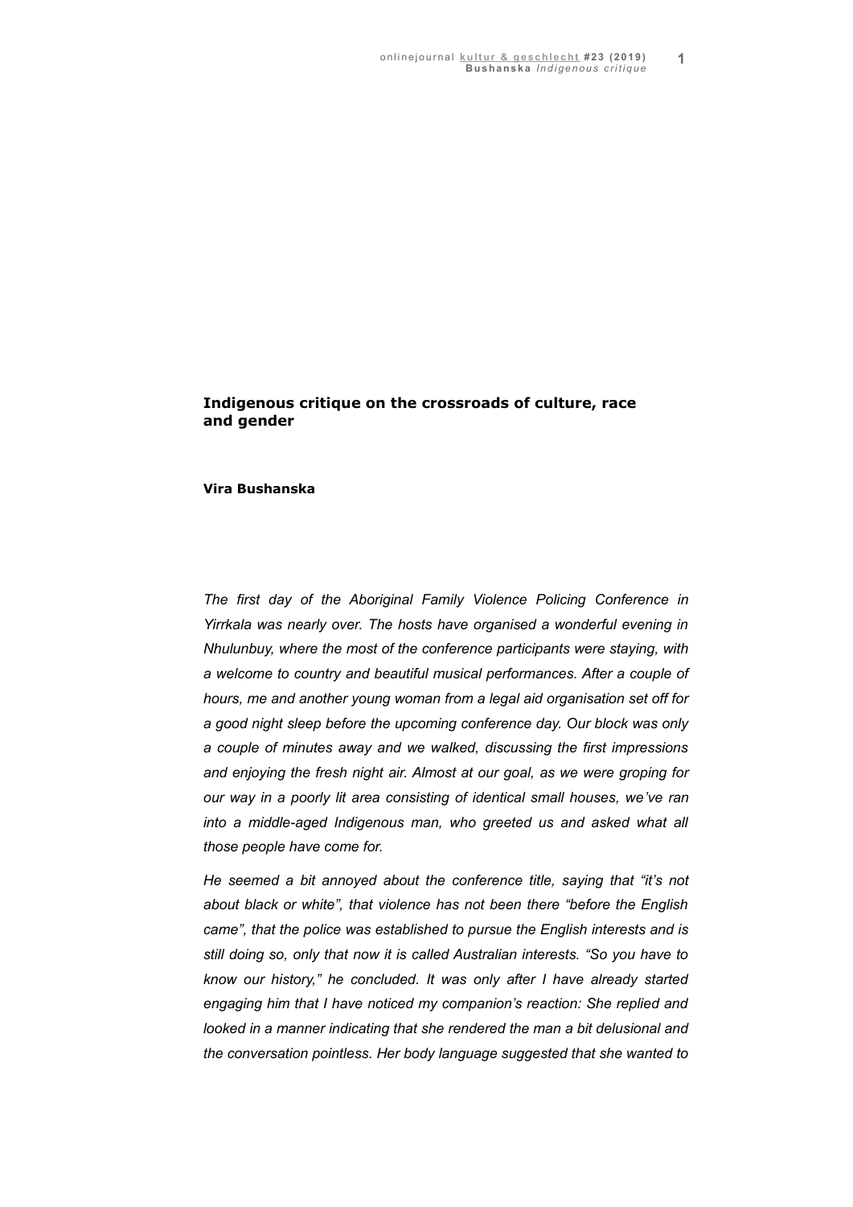# Indigenous critique on the crossroads of culture, race and gender

**Vira Bushanska**

*The first day of the Aboriginal Family Violence Policing Conference in Yirrkala was nearly over. The hosts have organised a wonderful evening in Nhulunbuy, where the most of the conference participants were staying, with a welcome to country and beautiful musical performances. After a couple of hours, me and another young woman from a legal aid organisation set off for a good night sleep before the upcoming conference day. Our block was only a couple of minutes away and we walked, discussing the first impressions and enjoying the fresh night air. Almost at our goal, as we were groping for our way in a poorly lit area consisting of identical small houses, we've ran into a middle-aged Indigenous man, who greeted us and asked what all those people have come for.*

*He seemed a bit annoyed about the conference title, saying that "it's not about black or white", that violence has not been there "before the English came", that the police was established to pursue the English interests and is still doing so, only that now it is called Australian interests. "So you have to know our history," he concluded. It was only after I have already started engaging him that I have noticed my companion's reaction: She replied and looked in a manner indicating that she rendered the man a bit delusional and the conversation pointless. Her body language suggested that she wanted to*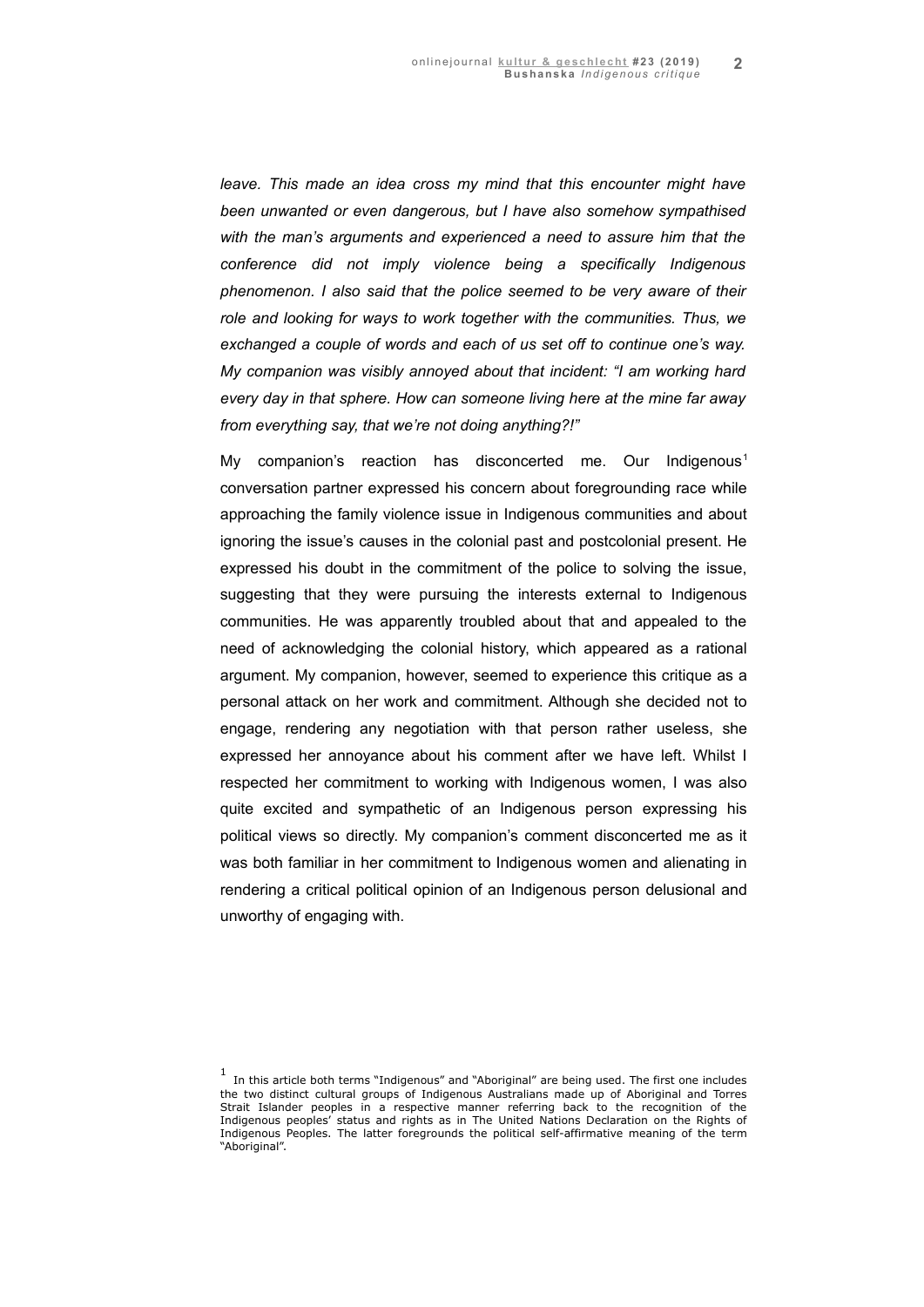*leave. This made an idea cross my mind that this encounter might have been unwanted or even dangerous, but I have also somehow sympathised with the man's arguments and experienced a need to assure him that the conference did not imply violence being a specifically Indigenous phenomenon. I also said that the police seemed to be very aware of their role and looking for ways to work together with the communities. Thus, we exchanged a couple of words and each of us set off to continue one's way. My companion was visibly annoyed about that incident: "I am working hard every day in that sphere. How can someone living here at the mine far away from everything say, that we're not doing anything?!"*

My companion's reaction has disconcerted me. Our Indigenous[1] conversation partner expressed his concern about foregrounding race while approaching the family violence issue in Indigenous communities and about ignoring the issue's causes in the colonial past and postcolonial present. He expressed his doubt in the commitment of the police to solving the issue, suggesting that they were pursuing the interests external to Indigenous communities. He was apparently troubled about that and appealed to the need of acknowledging the colonial history, which appeared as a rational argument. My companion, however, seemed to experience this critique as a personal attack on her work and commitment. Although she decided not to engage, rendering any negotiation with that person rather useless, she expressed her annoyance about his comment after we have left. Whilst I respected her commitment to working with Indigenous women, I was also quite excited and sympathetic of an Indigenous person expressing his political views so directly. My companion's comment disconcerted me as it was both familiar in her commitment to Indigenous women and alienating in rendering a critical political opinion of an Indigenous person delusional and unworthy of engaging with.

[1] In this article both terms "Indigenous" and "Aboriginal" are being used. The first one includes the two distinct cultural groups of Indigenous Australians made up of Aboriginal and Torres Strait Islander peoples in a respective manner referring back to the recognition of the Indigenous peoples' status and rights as in The United Nations Declaration on the Rights of Indigenous Peoples. The latter foregrounds the political self-affirmative meaning of the term "Aboriginal".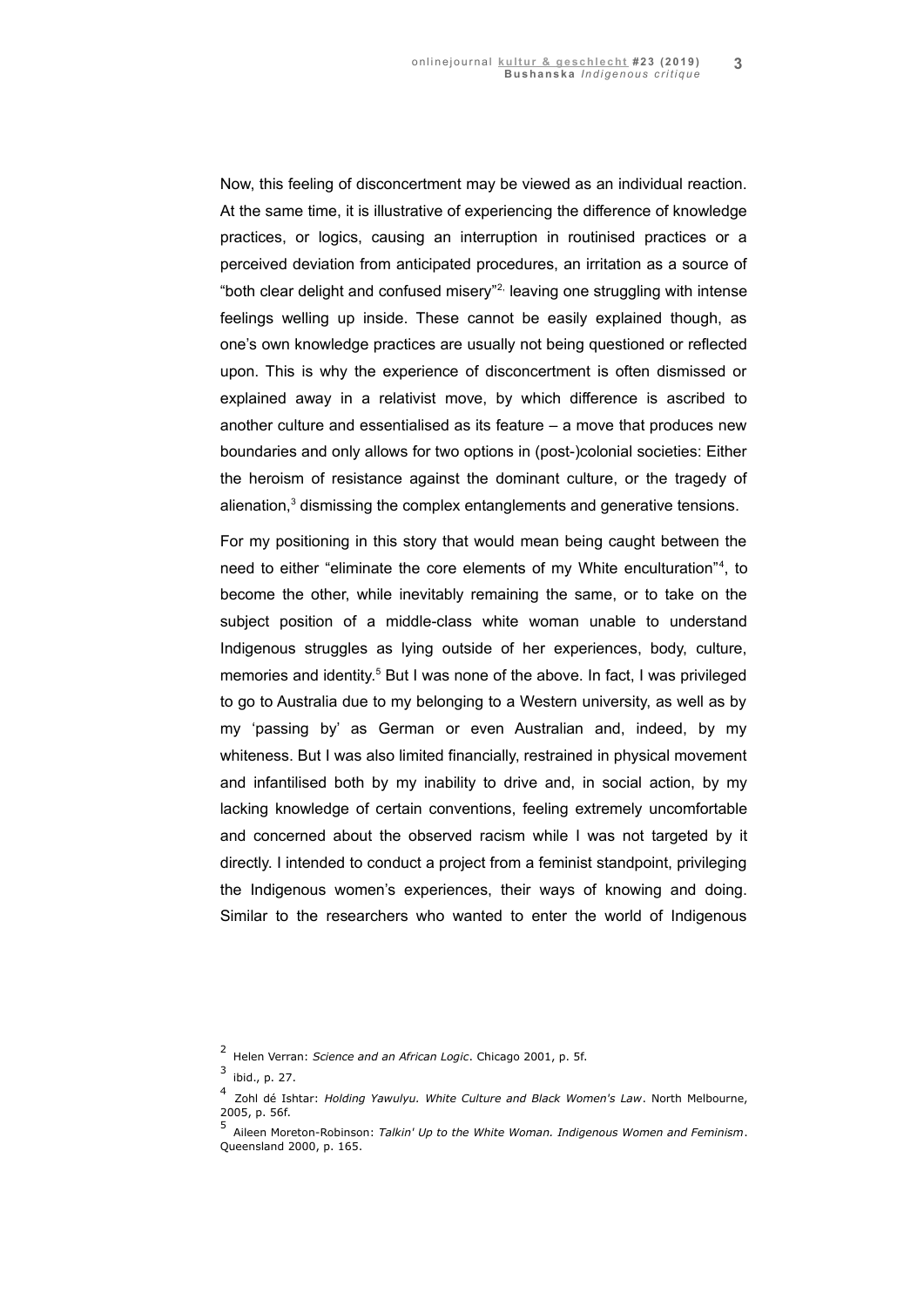Now, this feeling of disconcertment may be viewed as an individual reaction. At the same time, it is illustrative of experiencing the difference of knowledge practices, or logics, causing an interruption in routinised practices or a perceived deviation from anticipated procedures, an irritation as a source of "both clear delight and confused misery"[2], leaving one struggling with intense feelings welling up inside. These cannot be easily explained though, as one's own knowledge practices are usually not being questioned or reflected upon. This is why the experience of disconcertment is often dismissed or explained away in a relativist move, by which difference is ascribed to another culture and essentialised as its feature – a move that produces new boundaries and only allows for two options in (post-)colonial societies: Either the heroism of resistance against the dominant culture, or the tragedy of alienation,[3] dismissing the complex entanglements and generative tensions.

For my positioning in this story that would mean being caught between the need to either "eliminate the core elements of my White enculturation"[4], to become the other, while inevitably remaining the same, or to take on the subject position of a middle-class white woman unable to understand Indigenous struggles as lying outside of her experiences, body, culture, memories and identity.[5] But I was none of the above. In fact, I was privileged to go to Australia due to my belonging to a Western university, as well as by my 'passing by' as German or even Australian and, indeed, by my whiteness. But I was also limited financially, restrained in physical movement and infantilised both by my inability to drive and, in social action, by my lacking knowledge of certain conventions, feeling extremely uncomfortable and concerned about the observed racism while I was not targeted by it directly. I intended to conduct a project from a feminist standpoint, privileging the Indigenous women's experiences, their ways of knowing and doing. Similar to the researchers who wanted to enter the world of Indigenous

---

[2] Helen Verran: *Science and an African Logic*. Chicago 2001, p. 5f.

[3] ibid., p. 27.

[4] Zohl dé Ishtar: *Holding Yawulyu. White Culture and Black Women's Law*. North Melbourne, 2005, p. 56f.

[5] Aileen Moreton-Robinson: *Talkin' Up to the White Woman. Indigenous Women and Feminism*. Queensland 2000, p. 165.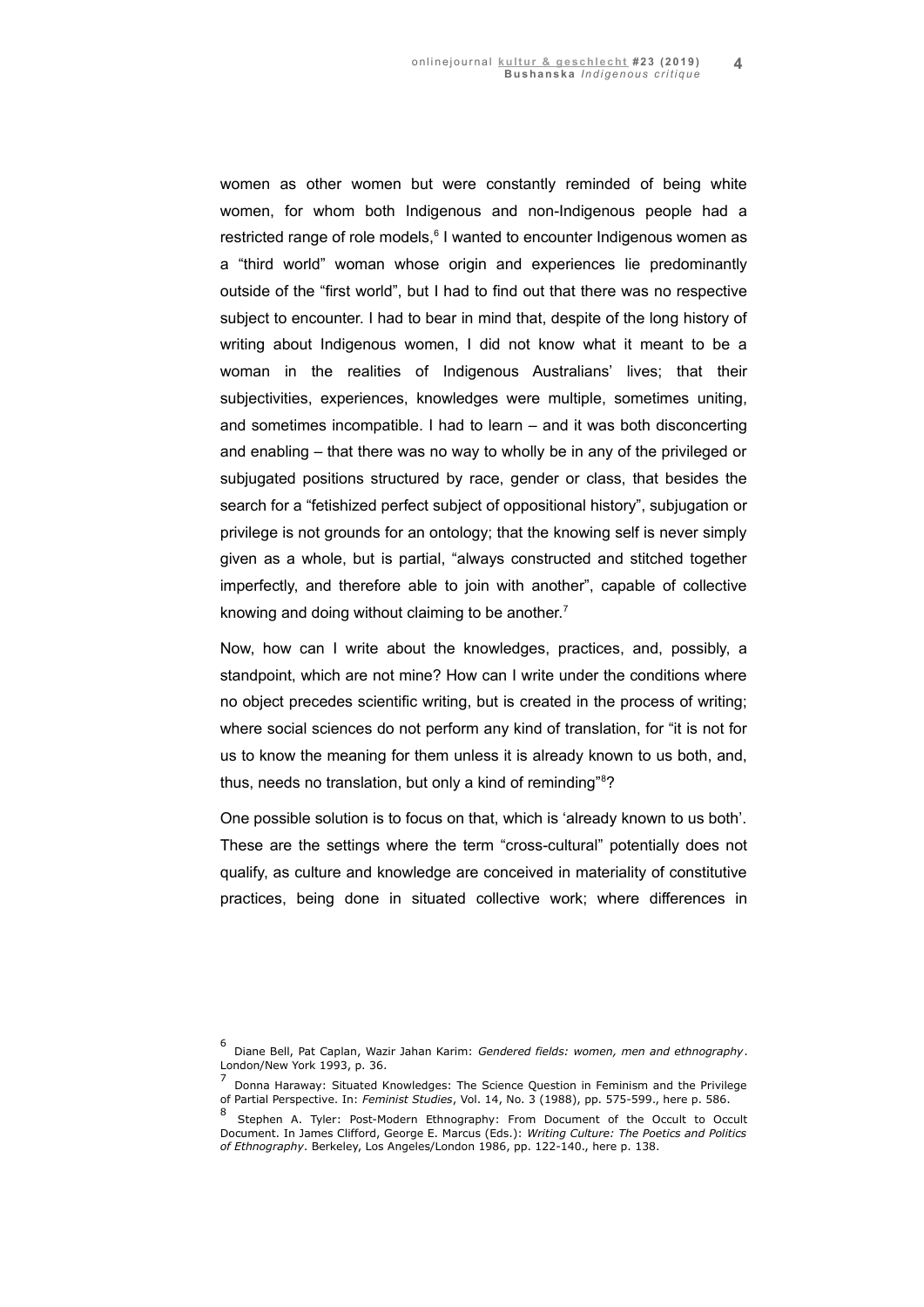women as other women but were constantly reminded of being white women, for whom both Indigenous and non-Indigenous people had a restricted range of role models,[6] I wanted to encounter Indigenous women as a "third world" woman whose origin and experiences lie predominantly outside of the "first world", but I had to find out that there was no respective subject to encounter. I had to bear in mind that, despite of the long history of writing about Indigenous women, I did not know what it meant to be a woman in the realities of Indigenous Australians' lives; that their subjectivities, experiences, knowledges were multiple, sometimes uniting, and sometimes incompatible. I had to learn – and it was both disconcerting and enabling – that there was no way to wholly be in any of the privileged or subjugated positions structured by race, gender or class, that besides the search for a "fetishized perfect subject of oppositional history", subjugation or privilege is not grounds for an ontology; that the knowing self is never simply given as a whole, but is partial, "always constructed and stitched together imperfectly, and therefore able to join with another", capable of collective knowing and doing without claiming to be another.[7]

Now, how can I write about the knowledges, practices, and, possibly, a standpoint, which are not mine? How can I write under the conditions where no object precedes scientific writing, but is created in the process of writing; where social sciences do not perform any kind of translation, for "it is not for us to know the meaning for them unless it is already known to us both, and, thus, needs no translation, but only a kind of reminding"[8]?

One possible solution is to focus on that, which is 'already known to us both'. These are the settings where the term "cross-cultural" potentially does not qualify, as culture and knowledge are conceived in materiality of constitutive practices, being done in situated collective work; where differences in

---

[6] Diane Bell, Pat Caplan, Wazir Jahan Karim: *Gendered fields: women, men and ethnography*. London/New York 1993, p. 36.

[7] Donna Haraway: Situated Knowledges: The Science Question in Feminism and the Privilege of Partial Perspective. In: *Feminist Studies*, Vol. 14, No. 3 (1988), pp. 575-599., here p. 586.

[8] Stephen A. Tyler: Post-Modern Ethnography: From Document of the Occult to Occult Document. In James Clifford, George E. Marcus (Eds.): *Writing Culture: The Poetics and Politics of Ethnography*. Berkeley, Los Angeles/London 1986, pp. 122-140., here p. 138.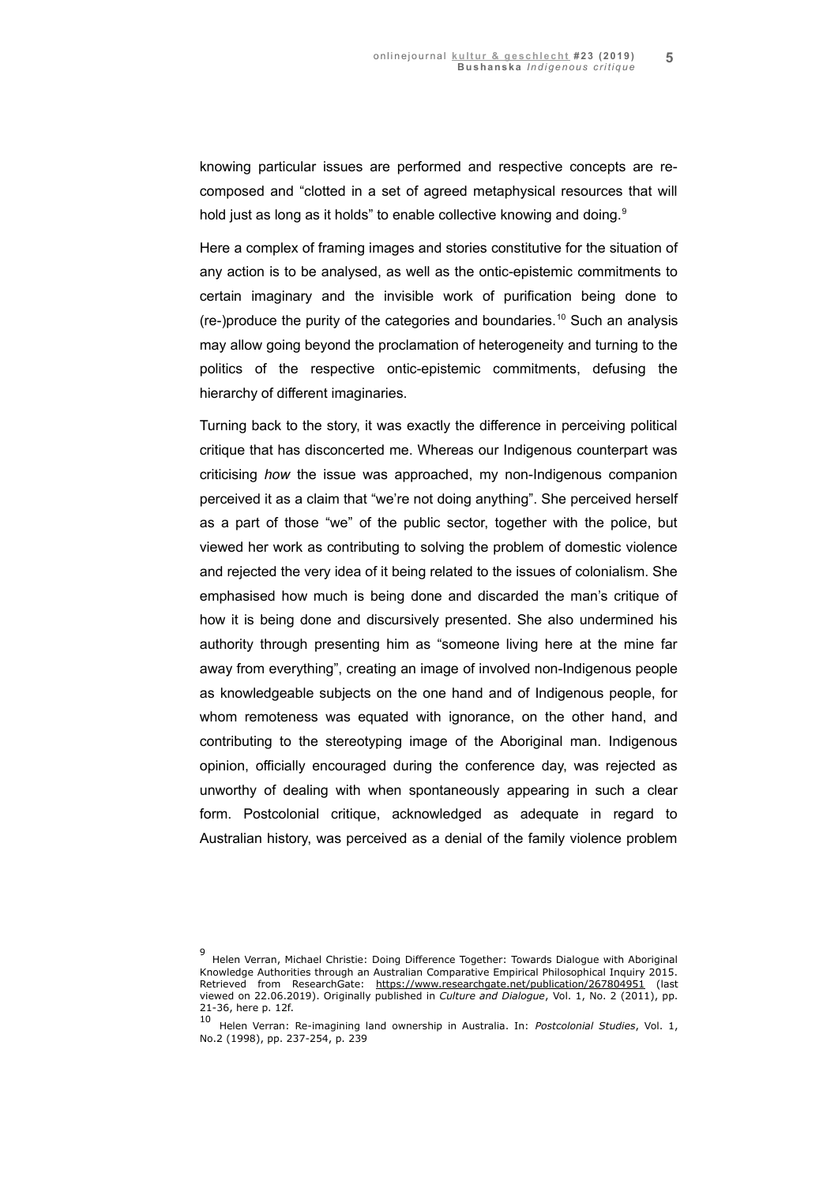knowing particular issues are performed and respective concepts are re-composed and "clotted in a set of agreed metaphysical resources that will hold just as long as it holds" to enable collective knowing and doing.[9]

Here a complex of framing images and stories constitutive for the situation of any action is to be analysed, as well as the ontic-epistemic commitments to certain imaginary and the invisible work of purification being done to (re-)produce the purity of the categories and boundaries.[10] Such an analysis may allow going beyond the proclamation of heterogeneity and turning to the politics of the respective ontic-epistemic commitments, defusing the hierarchy of different imaginaries.

Turning back to the story, it was exactly the difference in perceiving political critique that has disconcerted me. Whereas our Indigenous counterpart was criticising *how* the issue was approached, my non-Indigenous companion perceived it as a claim that "we're not doing anything". She perceived herself as a part of those "we" of the public sector, together with the police, but viewed her work as contributing to solving the problem of domestic violence and rejected the very idea of it being related to the issues of colonialism. She emphasised how much is being done and discarded the man's critique of how it is being done and discursively presented. She also undermined his authority through presenting him as "someone living here at the mine far away from everything", creating an image of involved non-Indigenous people as knowledgeable subjects on the one hand and of Indigenous people, for whom remoteness was equated with ignorance, on the other hand, and contributing to the stereotyping image of the Aboriginal man. Indigenous opinion, officially encouraged during the conference day, was rejected as unworthy of dealing with when spontaneously appearing in such a clear form. Postcolonial critique, acknowledged as adequate in regard to Australian history, was perceived as a denial of the family violence problem

---

[9] Helen Verran, Michael Christie: Doing Difference Together: Towards Dialogue with Aboriginal Knowledge Authorities through an Australian Comparative Empirical Philosophical Inquiry 2015. Retrieved from ResearchGate: https://www.researchgate.net/publication/267804951 (last viewed on 22.06.2019). Originally published in *Culture and Dialogue*, Vol. 1, No. 2 (2011), pp. 21-36, here p. 12f.

[10] Helen Verran: Re-imagining land ownership in Australia. In: *Postcolonial Studies*, Vol. 1, No.2 (1998), pp. 237-254, p. 239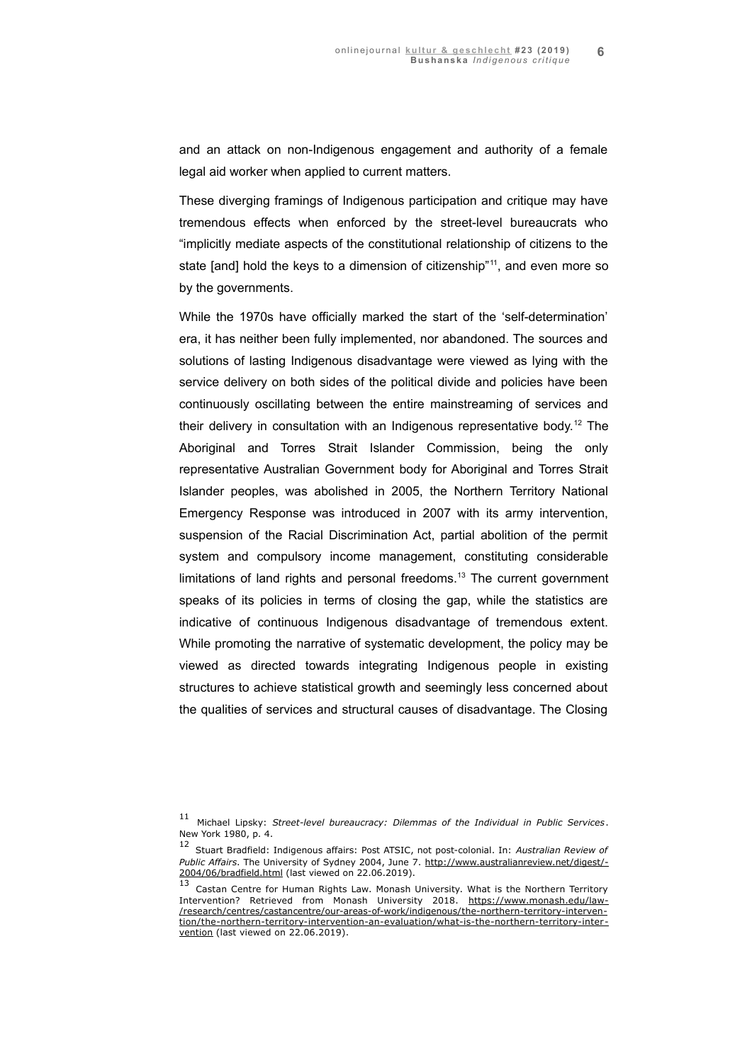and an attack on non-Indigenous engagement and authority of a female legal aid worker when applied to current matters.

These diverging framings of Indigenous participation and critique may have tremendous effects when enforced by the street-level bureaucrats who "implicitly mediate aspects of the constitutional relationship of citizens to the state [and] hold the keys to a dimension of citizenship"[11], and even more so by the governments.

While the 1970s have officially marked the start of the 'self-determination' era, it has neither been fully implemented, nor abandoned. The sources and solutions of lasting Indigenous disadvantage were viewed as lying with the service delivery on both sides of the political divide and policies have been continuously oscillating between the entire mainstreaming of services and their delivery in consultation with an Indigenous representative body.[12] The Aboriginal and Torres Strait Islander Commission, being the only representative Australian Government body for Aboriginal and Torres Strait Islander peoples, was abolished in 2005, the Northern Territory National Emergency Response was introduced in 2007 with its army intervention, suspension of the Racial Discrimination Act, partial abolition of the permit system and compulsory income management, constituting considerable limitations of land rights and personal freedoms.[13] The current government speaks of its policies in terms of closing the gap, while the statistics are indicative of continuous Indigenous disadvantage of tremendous extent. While promoting the narrative of systematic development, the policy may be viewed as directed towards integrating Indigenous people in existing structures to achieve statistical growth and seemingly less concerned about the qualities of services and structural causes of disadvantage. The Closing

---

[11] Michael Lipsky: *Street-level bureaucracy: Dilemmas of the Individual in Public Services*. New York 1980, p. 4.

[12] Stuart Bradfield: Indigenous affairs: Post ATSIC, not post-colonial. In: *Australian Review of Public Affairs*. The University of Sydney 2004, June 7. http://www.australianreview.net/digest/-2004/06/bradfield.html (last viewed on 22.06.2019).

[13] Castan Centre for Human Rights Law. Monash University. What is the Northern Territory Intervention? Retrieved from Monash University 2018. https://www.monash.edu/law-/research/centres/castancentre/our-areas-of-work/indigenous/the-northern-territory-interven-tion/the-northern-territory-intervention-an-evaluation/what-is-the-northern-territory-inter-vention (last viewed on 22.06.2019).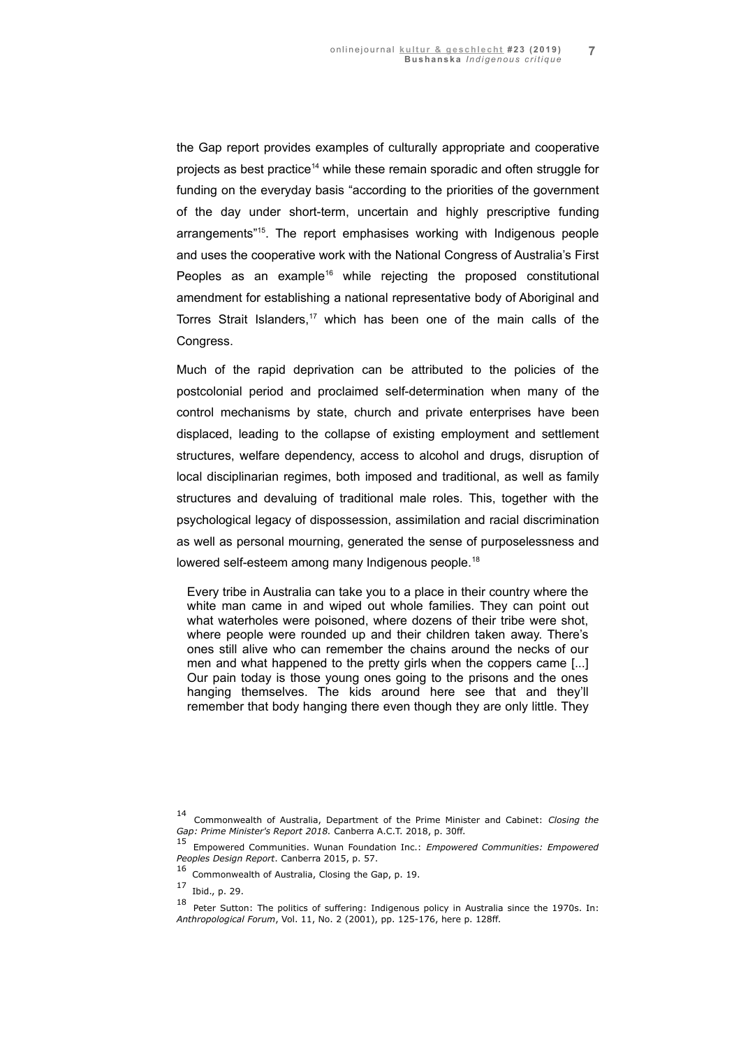the Gap report provides examples of culturally appropriate and cooperative projects as best practice[14] while these remain sporadic and often struggle for funding on the everyday basis "according to the priorities of the government of the day under short-term, uncertain and highly prescriptive funding arrangements"[15]. The report emphasises working with Indigenous people and uses the cooperative work with the National Congress of Australia's First Peoples as an example[16] while rejecting the proposed constitutional amendment for establishing a national representative body of Aboriginal and Torres Strait Islanders,[17] which has been one of the main calls of the Congress.

Much of the rapid deprivation can be attributed to the policies of the postcolonial period and proclaimed self-determination when many of the control mechanisms by state, church and private enterprises have been displaced, leading to the collapse of existing employment and settlement structures, welfare dependency, access to alcohol and drugs, disruption of local disciplinarian regimes, both imposed and traditional, as well as family structures and devaluing of traditional male roles. This, together with the psychological legacy of dispossession, assimilation and racial discrimination as well as personal mourning, generated the sense of purposelessness and lowered self-esteem among many Indigenous people.[18]

> Every tribe in Australia can take you to a place in their country where the white man came in and wiped out whole families. They can point out what waterholes were poisoned, where dozens of their tribe were shot, where people were rounded up and their children taken away. There's ones still alive who can remember the chains around the necks of our men and what happened to the pretty girls when the coppers came [...] Our pain today is those young ones going to the prisons and the ones hanging themselves. The kids around here see that and they'll remember that body hanging there even though they are only little. They

14 Commonwealth of Australia, Department of the Prime Minister and Cabinet: *Closing the Gap: Prime Minister's Report 2018.* Canberra A.C.T. 2018, p. 30ff.

15 Empowered Communities. Wunan Foundation Inc.: *Empowered Communities: Empowered Peoples Design Report*. Canberra 2015, p. 57.

16 Commonwealth of Australia, Closing the Gap, p. 19.

17 Ibid., p. 29.

18 Peter Sutton: The politics of suffering: Indigenous policy in Australia since the 1970s. In: *Anthropological Forum*, Vol. 11, No. 2 (2001), pp. 125-176, here p. 128ff.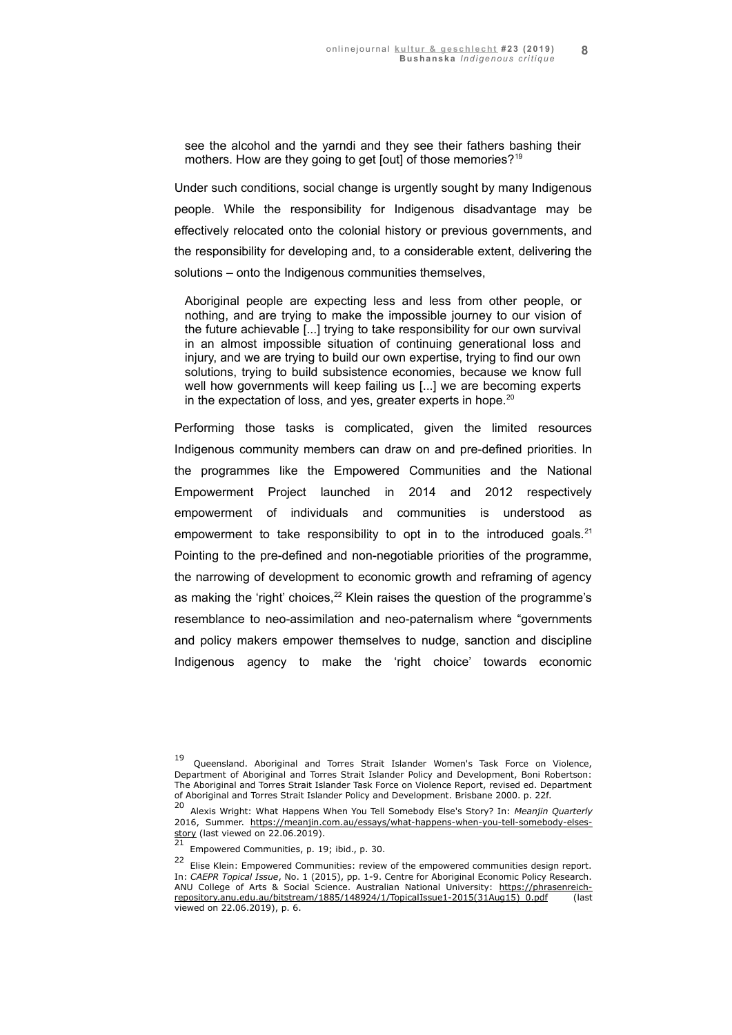> see the alcohol and the yarndi and they see their fathers bashing their mothers. How are they going to get [out] of those memories?[19]

Under such conditions, social change is urgently sought by many Indigenous people. While the responsibility for Indigenous disadvantage may be effectively relocated onto the colonial history or previous governments, and the responsibility for developing and, to a considerable extent, delivering the solutions – onto the Indigenous communities themselves,

> Aboriginal people are expecting less and less from other people, or nothing, and are trying to make the impossible journey to our vision of the future achievable [...] trying to take responsibility for our own survival in an almost impossible situation of continuing generational loss and injury, and we are trying to build our own expertise, trying to find our own solutions, trying to build subsistence economies, because we know full well how governments will keep failing us [...] we are becoming experts in the expectation of loss, and yes, greater experts in hope.[20]

Performing those tasks is complicated, given the limited resources Indigenous community members can draw on and pre-defined priorities. In the programmes like the Empowered Communities and the National Empowerment Project launched in 2014 and 2012 respectively empowerment of individuals and communities is understood as empowerment to take responsibility to opt in to the introduced goals.[21] Pointing to the pre-defined and non-negotiable priorities of the programme, the narrowing of development to economic growth and reframing of agency as making the 'right' choices,[22] Klein raises the question of the programme's resemblance to neo-assimilation and neo-paternalism where "governments and policy makers empower themselves to nudge, sanction and discipline Indigenous agency to make the 'right choice' towards economic

---

[19] Queensland. Aboriginal and Torres Strait Islander Women's Task Force on Violence, Department of Aboriginal and Torres Strait Islander Policy and Development, Boni Robertson: The Aboriginal and Torres Strait Islander Task Force on Violence Report, revised ed. Department of Aboriginal and Torres Strait Islander Policy and Development. Brisbane 2000. p. 22f.

[20] Alexis Wright: What Happens When You Tell Somebody Else's Story? In: *Meanjin Quarterly* 2016, Summer. https://meanjin.com.au/essays/what-happens-when-you-tell-somebody-elses-story (last viewed on 22.06.2019).

[21] Empowered Communities, p. 19; ibid., p. 30.

[22] Elise Klein: Empowered Communities: review of the empowered communities design report. In: *CAEPR Topical Issue*, No. 1 (2015), pp. 1-9. Centre for Aboriginal Economic Policy Research. ANU College of Arts & Social Science. Australian National University: https://phrasenreich-repository.anu.edu.au/bitstream/1885/148924/1/TopicalIssue1-2015(31Aug15)_0.pdf (last viewed on 22.06.2019), p. 6.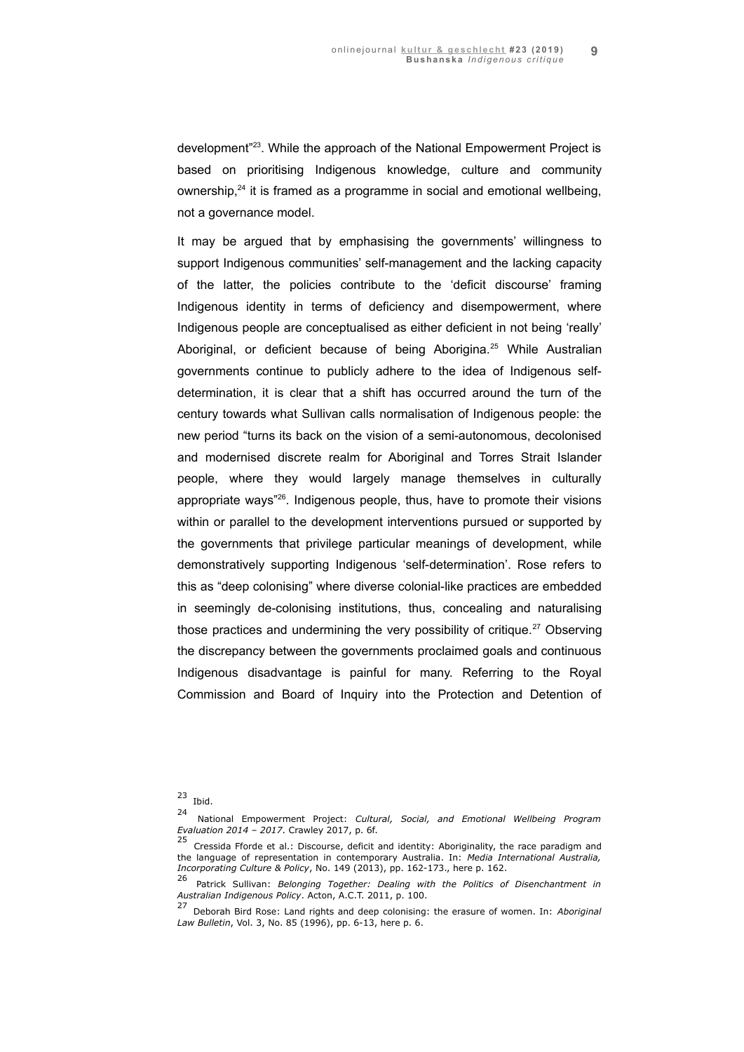development"[23]. While the approach of the National Empowerment Project is based on prioritising Indigenous knowledge, culture and community ownership,[24] it is framed as a programme in social and emotional wellbeing, not a governance model.

It may be argued that by emphasising the governments' willingness to support Indigenous communities' self-management and the lacking capacity of the latter, the policies contribute to the 'deficit discourse' framing Indigenous identity in terms of deficiency and disempowerment, where Indigenous people are conceptualised as either deficient in not being 'really' Aboriginal, or deficient because of being Aborigina.[25] While Australian governments continue to publicly adhere to the idea of Indigenous self-determination, it is clear that a shift has occurred around the turn of the century towards what Sullivan calls normalisation of Indigenous people: the new period "turns its back on the vision of a semi-autonomous, decolonised and modernised discrete realm for Aboriginal and Torres Strait Islander people, where they would largely manage themselves in culturally appropriate ways"[26]. Indigenous people, thus, have to promote their visions within or parallel to the development interventions pursued or supported by the governments that privilege particular meanings of development, while demonstratively supporting Indigenous 'self-determination'. Rose refers to this as "deep colonising" where diverse colonial-like practices are embedded in seemingly de-colonising institutions, thus, concealing and naturalising those practices and undermining the very possibility of critique.[27] Observing the discrepancy between the governments proclaimed goals and continuous Indigenous disadvantage is painful for many. Referring to the Royal Commission and Board of Inquiry into the Protection and Detention of

---

[23] Ibid.

[24] National Empowerment Project: *Cultural, Social, and Emotional Wellbeing Program Evaluation 2014 – 2017*. Crawley 2017, p. 6f.

[25] Cressida Fforde et al.: Discourse, deficit and identity: Aboriginality, the race paradigm and the language of representation in contemporary Australia. In: *Media International Australia, Incorporating Culture & Policy*, No. 149 (2013), pp. 162-173., here p. 162.

[26] Patrick Sullivan: *Belonging Together: Dealing with the Politics of Disenchantment in Australian Indigenous Policy*. Acton, A.C.T. 2011, p. 100.

[27] Deborah Bird Rose: Land rights and deep colonising: the erasure of women. In: *Aboriginal Law Bulletin*, Vol. 3, No. 85 (1996), pp. 6-13, here p. 6.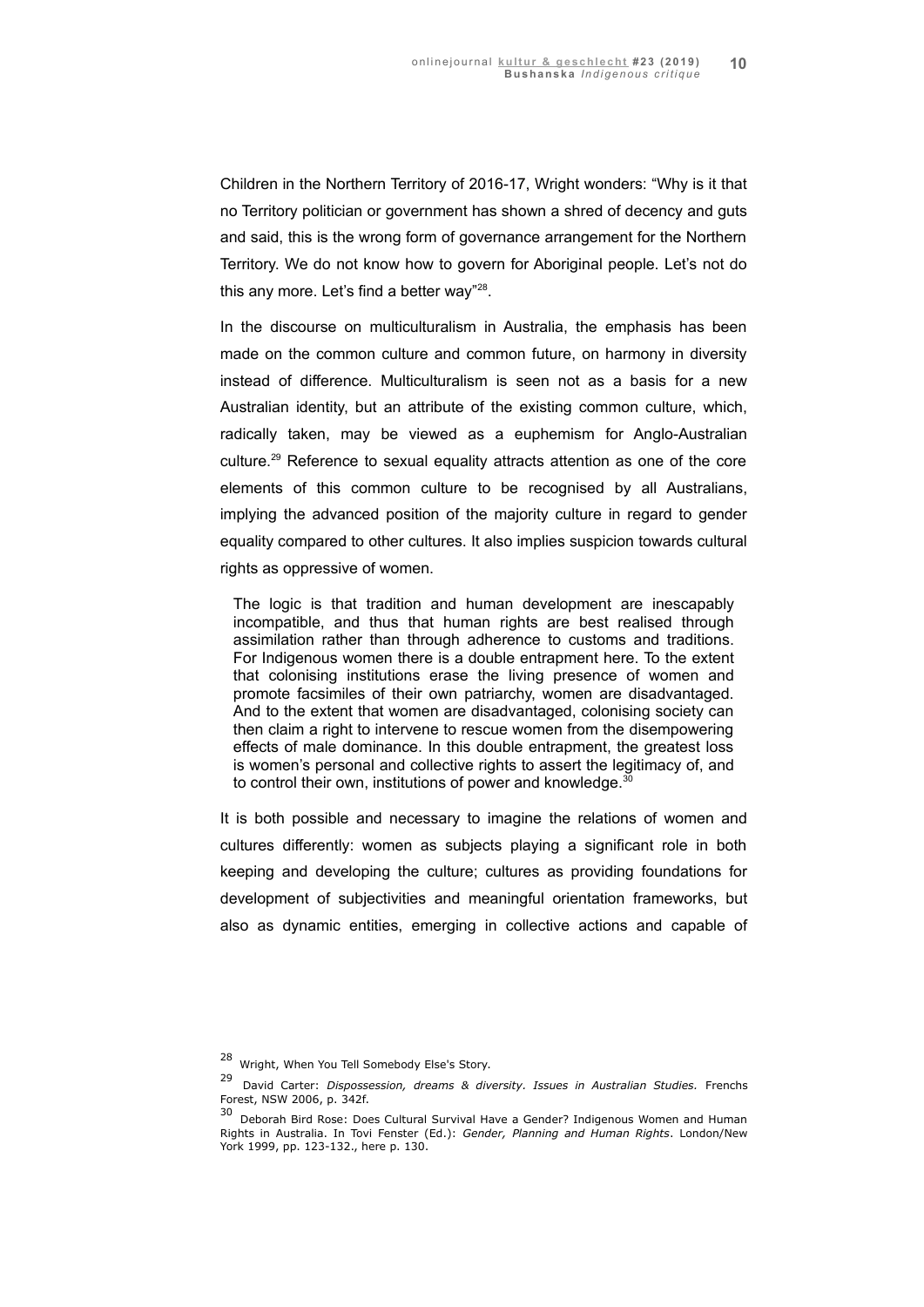Children in the Northern Territory of 2016-17, Wright wonders: “Why is it that no Territory politician or government has shown a shred of decency and guts and said, this is the wrong form of governance arrangement for the Northern Territory. We do not know how to govern for Aboriginal people. Let’s not do this any more. Let’s find a better way”[28].

In the discourse on multiculturalism in Australia, the emphasis has been made on the common culture and common future, on harmony in diversity instead of difference. Multiculturalism is seen not as a basis for a new Australian identity, but an attribute of the existing common culture, which, radically taken, may be viewed as a euphemism for Anglo-Australian culture.[29] Reference to sexual equality attracts attention as one of the core elements of this common culture to be recognised by all Australians, implying the advanced position of the majority culture in regard to gender equality compared to other cultures. It also implies suspicion towards cultural rights as oppressive of women.

> The logic is that tradition and human development are inescapably incompatible, and thus that human rights are best realised through assimilation rather than through adherence to customs and traditions. For Indigenous women there is a double entrapment here. To the extent that colonising institutions erase the living presence of women and promote facsimiles of their own patriarchy, women are disadvantaged. And to the extent that women are disadvantaged, colonising society can then claim a right to intervene to rescue women from the disempowering effects of male dominance. In this double entrapment, the greatest loss is women’s personal and collective rights to assert the legitimacy of, and to control their own, institutions of power and knowledge.[30]

It is both possible and necessary to imagine the relations of women and cultures differently: women as subjects playing a significant role in both keeping and developing the culture; cultures as providing foundations for development of subjectivities and meaningful orientation frameworks, but also as dynamic entities, emerging in collective actions and capable of

---

28 Wright, When You Tell Somebody Else's Story.

29 David Carter: *Dispossession, dreams & diversity. Issues in Australian Studies.* Frenchs Forest, NSW 2006, p. 342f.

30 Deborah Bird Rose: Does Cultural Survival Have a Gender? Indigenous Women and Human Rights in Australia. In Tovi Fenster (Ed.): *Gender, Planning and Human Rights*. London/New York 1999, pp. 123-132., here p. 130.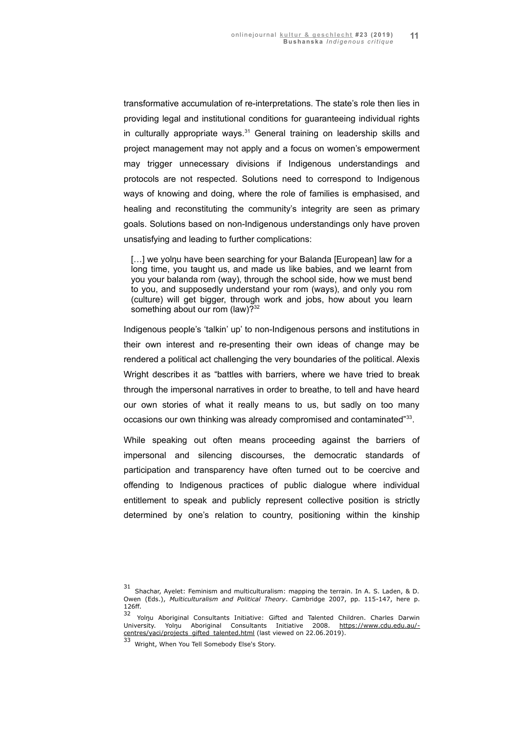transformative accumulation of re-interpretations. The state's role then lies in providing legal and institutional conditions for guaranteeing individual rights in culturally appropriate ways.[31] General training on leadership skills and project management may not apply and a focus on women's empowerment may trigger unnecessary divisions if Indigenous understandings and protocols are not respected. Solutions need to correspond to Indigenous ways of knowing and doing, where the role of families is emphasised, and healing and reconstituting the community's integrity are seen as primary goals. Solutions based on non-Indigenous understandings only have proven unsatisfying and leading to further complications:

> […] we yolŋu have been searching for your Balanda [European] law for a long time, you taught us, and made us like babies, and we learnt from you your balanda rom (way), through the school side, how we must bend to you, and supposedly understand your rom (ways), and only you rom (culture) will get bigger, through work and jobs, how about you learn something about our rom (law)?[32]

Indigenous people's 'talkin' up' to non-Indigenous persons and institutions in their own interest and re-presenting their own ideas of change may be rendered a political act challenging the very boundaries of the political. Alexis Wright describes it as "battles with barriers, where we have tried to break through the impersonal narratives in order to breathe, to tell and have heard our own stories of what it really means to us, but sadly on too many occasions our own thinking was already compromised and contaminated"[33].

While speaking out often means proceeding against the barriers of impersonal and silencing discourses, the democratic standards of participation and transparency have often turned out to be coercive and offending to Indigenous practices of public dialogue where individual entitlement to speak and publicly represent collective position is strictly determined by one's relation to country, positioning within the kinship

---

[31] Shachar, Ayelet: Feminism and multiculturalism: mapping the terrain. In A. S. Laden, & D. Owen (Eds.), *Multiculturalism and Political Theory*. Cambridge 2007, pp. 115-147, here p. 126ff.

[32] Yolŋu Aboriginal Consultants Initiative: Gifted and Talented Children. Charles Darwin University. Yolŋu Aboriginal Consultants Initiative 2008. https://www.cdu.edu.au/-centres/yaci/projects_gifted_talented.html (last viewed on 22.06.2019).

[33] Wright, When You Tell Somebody Else's Story.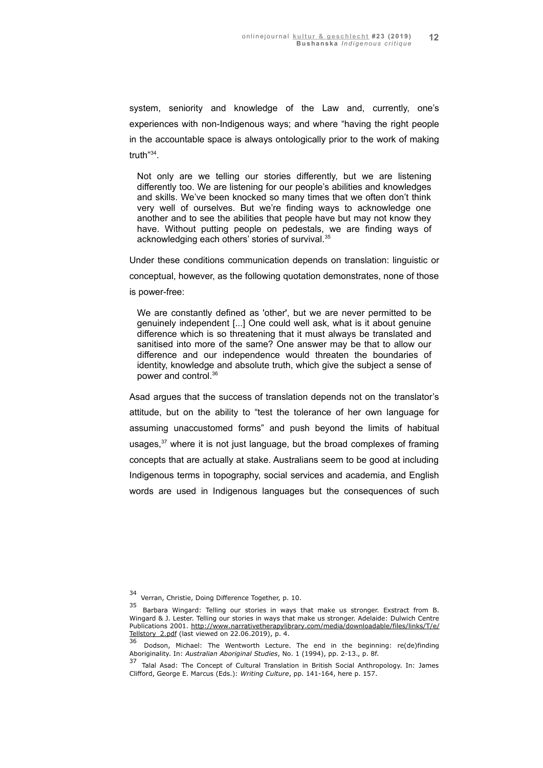system, seniority and knowledge of the Law and, currently, one's experiences with non-Indigenous ways; and where "having the right people in the accountable space is always ontologically prior to the work of making truth"[34].

> Not only are we telling our stories differently, but we are listening differently too. We are listening for our people's abilities and knowledges and skills. We've been knocked so many times that we often don't think very well of ourselves. But we're finding ways to acknowledge one another and to see the abilities that people have but may not know they have. Without putting people on pedestals, we are finding ways of acknowledging each others' stories of survival.[35]

Under these conditions communication depends on translation: linguistic or conceptual, however, as the following quotation demonstrates, none of those is power-free:

> We are constantly defined as 'other', but we are never permitted to be genuinely independent [...] One could well ask, what is it about genuine difference which is so threatening that it must always be translated and sanitised into more of the same? One answer may be that to allow our difference and our independence would threaten the boundaries of identity, knowledge and absolute truth, which give the subject a sense of power and control.[36]

Asad argues that the success of translation depends not on the translator's attitude, but on the ability to "test the tolerance of her own language for assuming unaccustomed forms" and push beyond the limits of habitual usages,[37] where it is not just language, but the broad complexes of framing concepts that are actually at stake. Australians seem to be good at including Indigenous terms in topography, social services and academia, and English words are used in Indigenous languages but the consequences of such

---

[34] Verran, Christie, Doing Difference Together, p. 10.

[35] Barbara Wingard: Telling our stories in ways that make us stronger. Exstract from B. Wingard & J. Lester. Telling our stories in ways that make us stronger. Adelaide: Dulwich Centre Publications 2001. http://www.narrativetherapylibrary.com/media/downloadable/files/links/T/e/Tellstory_2.pdf (last viewed on 22.06.2019), p. 4.

[36] Dodson, Michael: The Wentworth Lecture. The end in the beginning: re(de)finding Aboriginality. In: *Australian Aboriginal Studies*, No. 1 (1994), pp. 2-13., p. 8f.

[37] Talal Asad: The Concept of Cultural Translation in British Social Anthropology. In: James Clifford, George E. Marcus (Eds.): *Writing Culture*, pp. 141-164, here p. 157.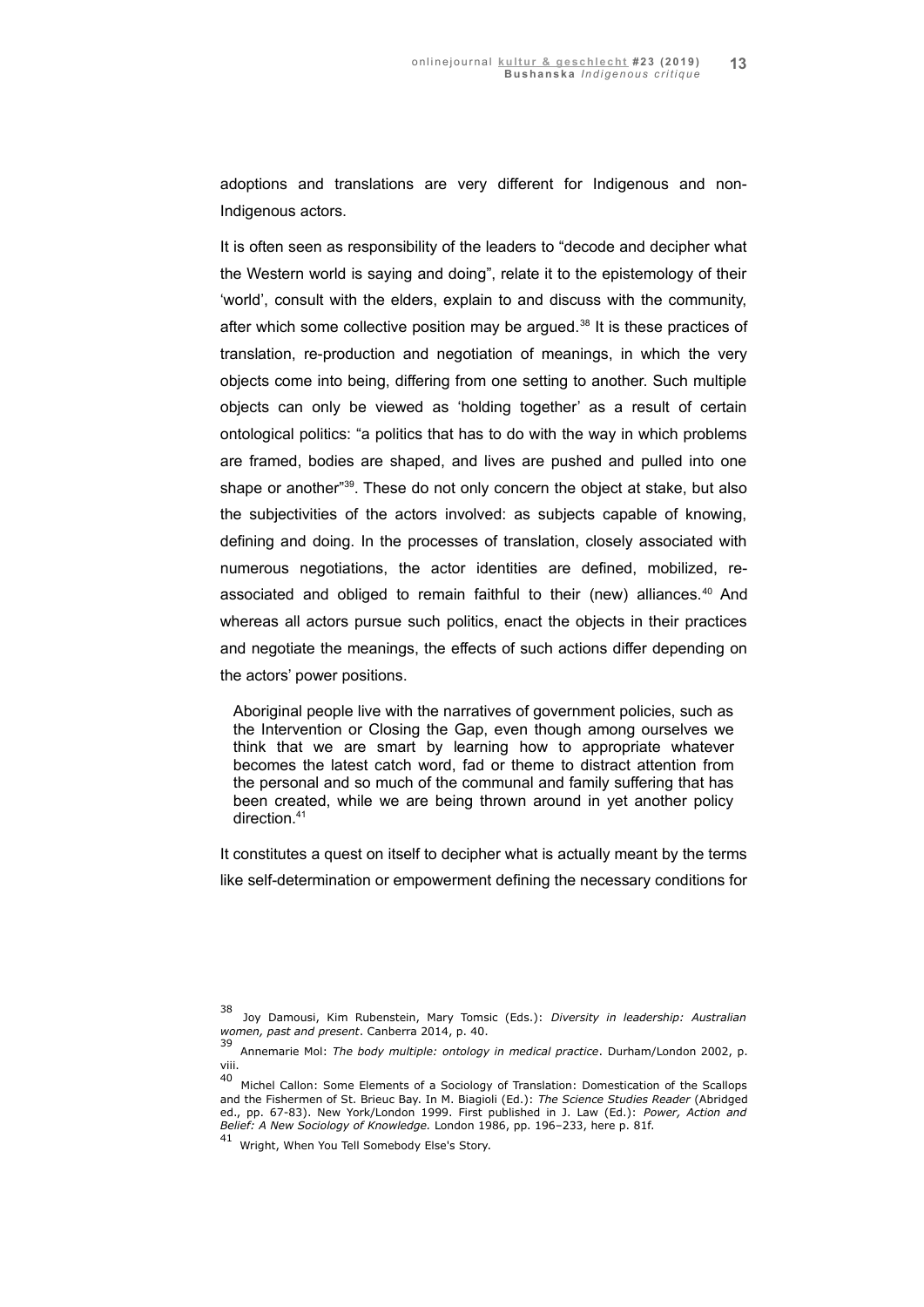adoptions and translations are very different for Indigenous and non-Indigenous actors.

It is often seen as responsibility of the leaders to "decode and decipher what the Western world is saying and doing", relate it to the epistemology of their 'world', consult with the elders, explain to and discuss with the community, after which some collective position may be argued.[38] It is these practices of translation, re-production and negotiation of meanings, in which the very objects come into being, differing from one setting to another. Such multiple objects can only be viewed as 'holding together' as a result of certain ontological politics: "a politics that has to do with the way in which problems are framed, bodies are shaped, and lives are pushed and pulled into one shape or another"[39]. These do not only concern the object at stake, but also the subjectivities of the actors involved: as subjects capable of knowing, defining and doing. In the processes of translation, closely associated with numerous negotiations, the actor identities are defined, mobilized, re-associated and obliged to remain faithful to their (new) alliances.[40] And whereas all actors pursue such politics, enact the objects in their practices and negotiate the meanings, the effects of such actions differ depending on the actors' power positions.

> Aboriginal people live with the narratives of government policies, such as the Intervention or Closing the Gap, even though among ourselves we think that we are smart by learning how to appropriate whatever becomes the latest catch word, fad or theme to distract attention from the personal and so much of the communal and family suffering that has been created, while we are being thrown around in yet another policy direction.[41]

It constitutes a quest on itself to decipher what is actually meant by the terms like self-determination or empowerment defining the necessary conditions for

---

[38] Joy Damousi, Kim Rubenstein, Mary Tomsic (Eds.): *Diversity in leadership: Australian women, past and present*. Canberra 2014, p. 40.

[39] Annemarie Mol: *The body multiple: ontology in medical practice*. Durham/London 2002, p. viii.

[40] Michel Callon: Some Elements of a Sociology of Translation: Domestication of the Scallops and the Fishermen of St. Brieuc Bay. In M. Biagioli (Ed.): *The Science Studies Reader* (Abridged ed., pp. 67-83). New York/London 1999. First published in J. Law (Ed.): *Power, Action and Belief: A New Sociology of Knowledge.* London 1986, pp. 196–233, here p. 81f.

[41] Wright, When You Tell Somebody Else's Story.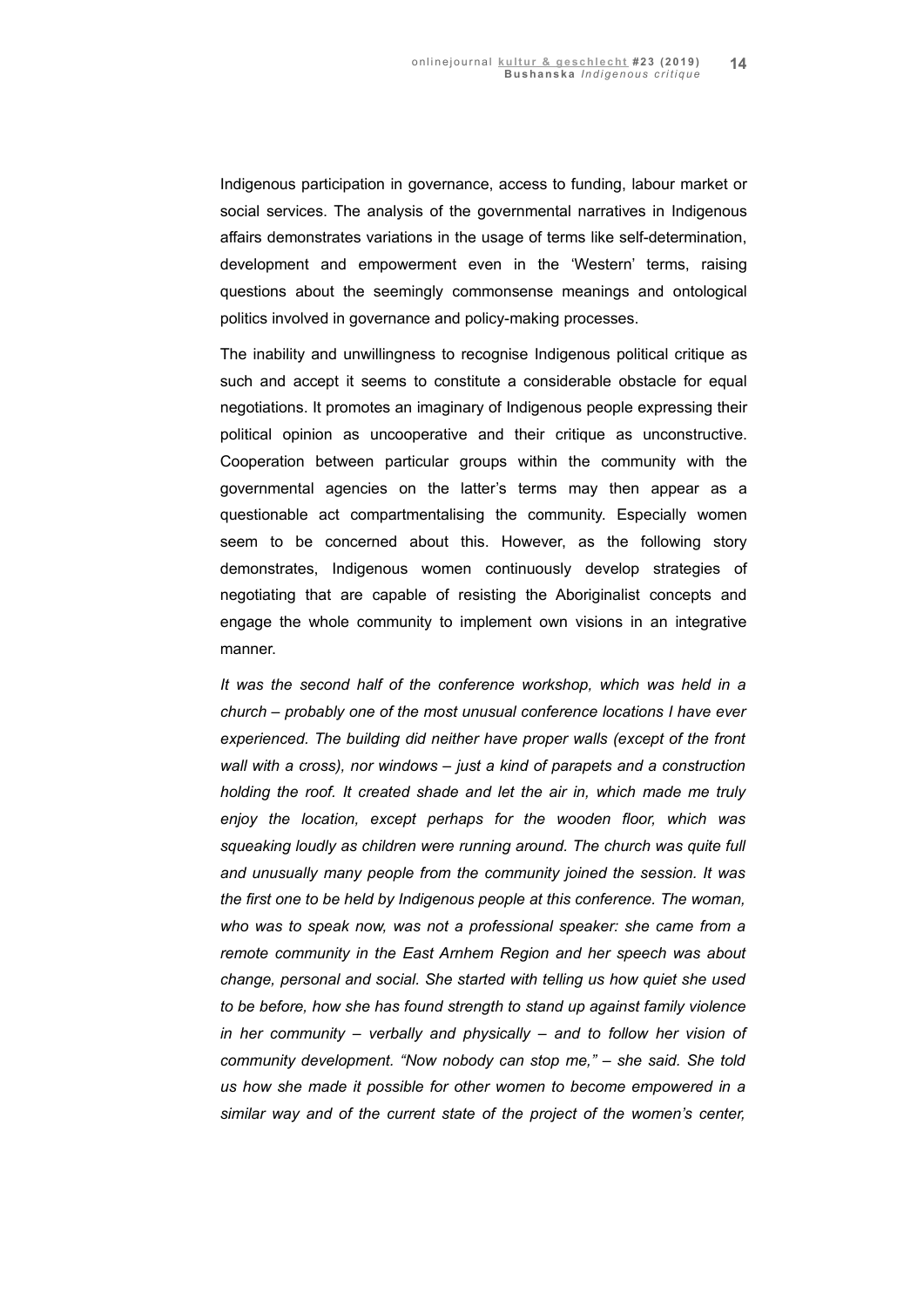Indigenous participation in governance, access to funding, labour market or social services. The analysis of the governmental narratives in Indigenous affairs demonstrates variations in the usage of terms like self-determination, development and empowerment even in the 'Western' terms, raising questions about the seemingly commonsense meanings and ontological politics involved in governance and policy-making processes.

The inability and unwillingness to recognise Indigenous political critique as such and accept it seems to constitute a considerable obstacle for equal negotiations. It promotes an imaginary of Indigenous people expressing their political opinion as uncooperative and their critique as unconstructive. Cooperation between particular groups within the community with the governmental agencies on the latter's terms may then appear as a questionable act compartmentalising the community. Especially women seem to be concerned about this. However, as the following story demonstrates, Indigenous women continuously develop strategies of negotiating that are capable of resisting the Aboriginalist concepts and engage the whole community to implement own visions in an integrative manner.

*It was the second half of the conference workshop, which was held in a church – probably one of the most unusual conference locations I have ever experienced. The building did neither have proper walls (except of the front wall with a cross), nor windows – just a kind of parapets and a construction holding the roof. It created shade and let the air in, which made me truly enjoy the location, except perhaps for the wooden floor, which was squeaking loudly as children were running around. The church was quite full and unusually many people from the community joined the session. It was the first one to be held by Indigenous people at this conference. The woman, who was to speak now, was not a professional speaker: she came from a remote community in the East Arnhem Region and her speech was about change, personal and social. She started with telling us how quiet she used to be before, how she has found strength to stand up against family violence in her community – verbally and physically – and to follow her vision of community development. "Now nobody can stop me," – she said. She told us how she made it possible for other women to become empowered in a similar way and of the current state of the project of the women's center,*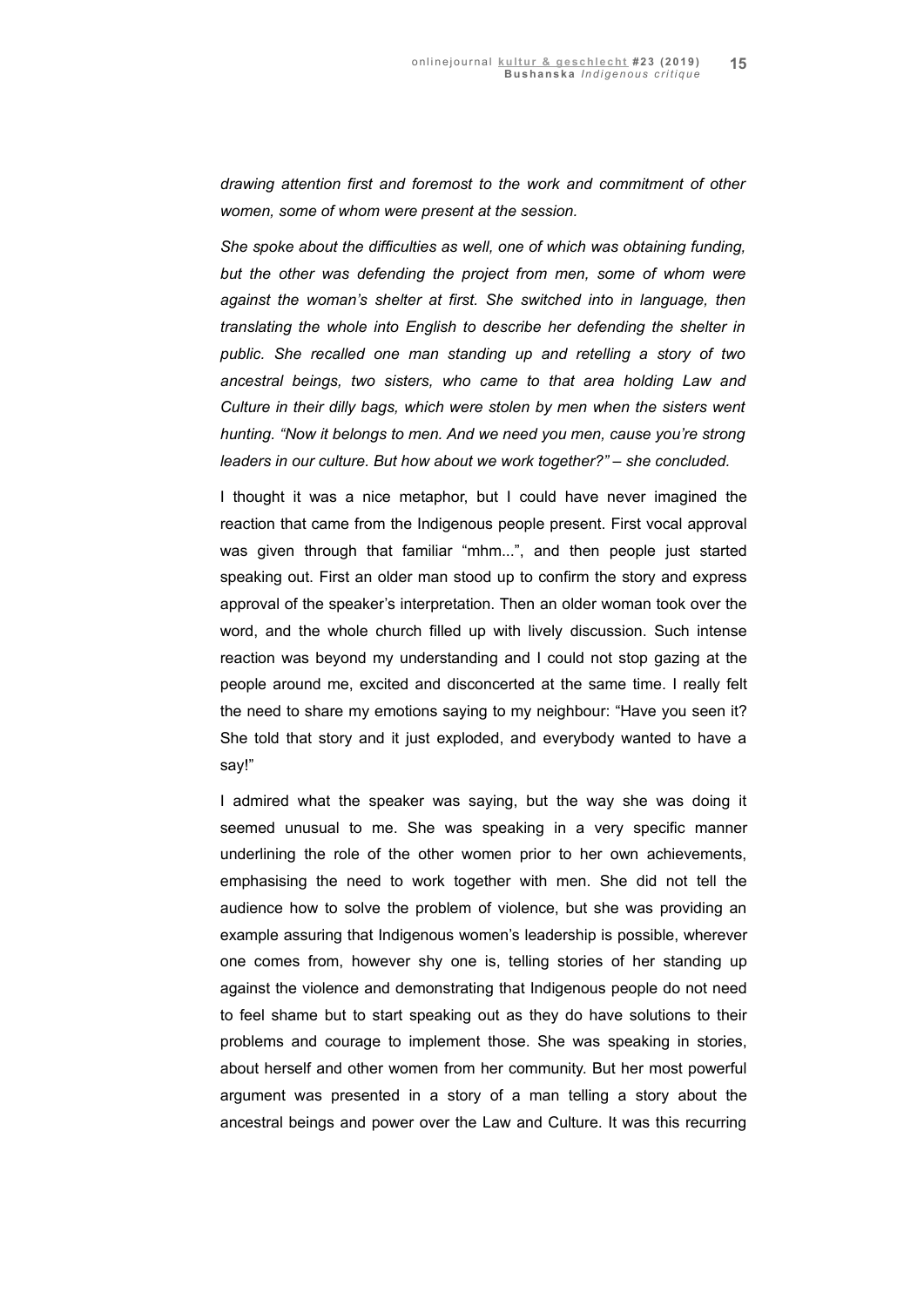*drawing attention first and foremost to the work and commitment of other women, some of whom were present at the session.*

*She spoke about the difficulties as well, one of which was obtaining funding, but the other was defending the project from men, some of whom were against the woman's shelter at first. She switched into in language, then translating the whole into English to describe her defending the shelter in public. She recalled one man standing up and retelling a story of two ancestral beings, two sisters, who came to that area holding Law and Culture in their dilly bags, which were stolen by men when the sisters went hunting. "Now it belongs to men. And we need you men, cause you're strong leaders in our culture. But how about we work together?" – she concluded.*

I thought it was a nice metaphor, but I could have never imagined the reaction that came from the Indigenous people present. First vocal approval was given through that familiar "mhm...", and then people just started speaking out. First an older man stood up to confirm the story and express approval of the speaker's interpretation. Then an older woman took over the word, and the whole church filled up with lively discussion. Such intense reaction was beyond my understanding and I could not stop gazing at the people around me, excited and disconcerted at the same time. I really felt the need to share my emotions saying to my neighbour: "Have you seen it? She told that story and it just exploded, and everybody wanted to have a say!"

I admired what the speaker was saying, but the way she was doing it seemed unusual to me. She was speaking in a very specific manner underlining the role of the other women prior to her own achievements, emphasising the need to work together with men. She did not tell the audience how to solve the problem of violence, but she was providing an example assuring that Indigenous women's leadership is possible, wherever one comes from, however shy one is, telling stories of her standing up against the violence and demonstrating that Indigenous people do not need to feel shame but to start speaking out as they do have solutions to their problems and courage to implement those. She was speaking in stories, about herself and other women from her community. But her most powerful argument was presented in a story of a man telling a story about the ancestral beings and power over the Law and Culture. It was this recurring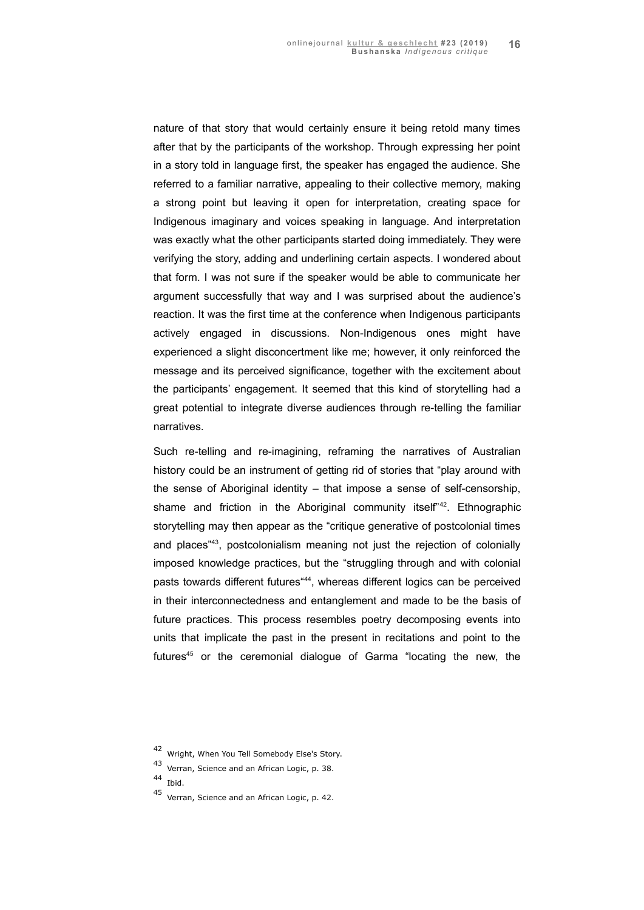nature of that story that would certainly ensure it being retold many times after that by the participants of the workshop. Through expressing her point in a story told in language first, the speaker has engaged the audience. She referred to a familiar narrative, appealing to their collective memory, making a strong point but leaving it open for interpretation, creating space for Indigenous imaginary and voices speaking in language. And interpretation was exactly what the other participants started doing immediately. They were verifying the story, adding and underlining certain aspects. I wondered about that form. I was not sure if the speaker would be able to communicate her argument successfully that way and I was surprised about the audience's reaction. It was the first time at the conference when Indigenous participants actively engaged in discussions. Non-Indigenous ones might have experienced a slight disconcertment like me; however, it only reinforced the message and its perceived significance, together with the excitement about the participants' engagement. It seemed that this kind of storytelling had a great potential to integrate diverse audiences through re-telling the familiar narratives.

Such re-telling and re-imagining, reframing the narratives of Australian history could be an instrument of getting rid of stories that "play around with the sense of Aboriginal identity – that impose a sense of self-censorship, shame and friction in the Aboriginal community itself"[42]. Ethnographic storytelling may then appear as the "critique generative of postcolonial times and places"[43], postcolonialism meaning not just the rejection of colonially imposed knowledge practices, but the "struggling through and with colonial pasts towards different futures"[44], whereas different logics can be perceived in their interconnectedness and entanglement and made to be the basis of future practices. This process resembles poetry decomposing events into units that implicate the past in the present in recitations and point to the futures[45] or the ceremonial dialogue of Garma "locating the new, the

---

[42] Wright, When You Tell Somebody Else's Story.

[43] Verran, Science and an African Logic, p. 38.

[44] Ibid.

[45] Verran, Science and an African Logic, p. 42.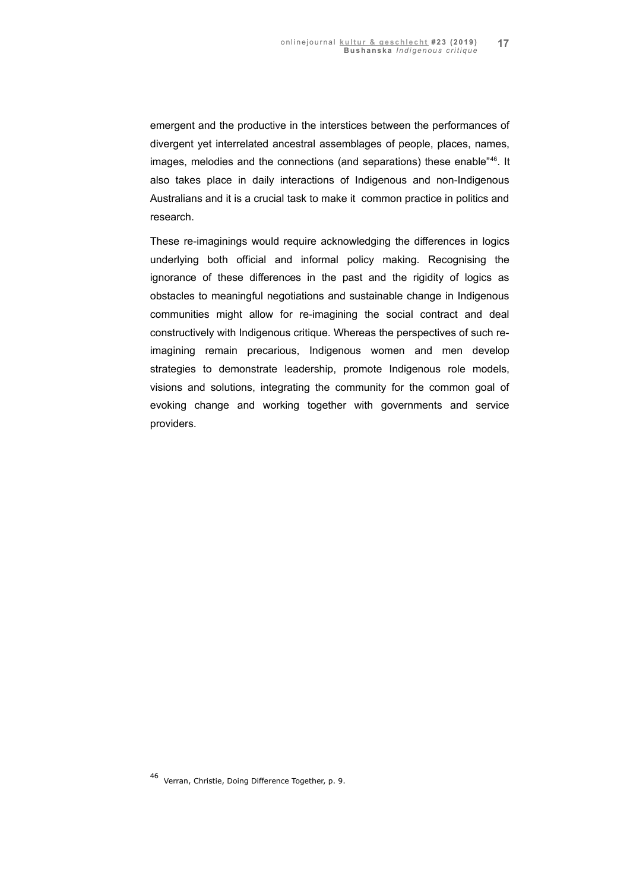emergent and the productive in the interstices between the performances of divergent yet interrelated ancestral assemblages of people, places, names, images, melodies and the connections (and separations) these enable"[46]. It also takes place in daily interactions of Indigenous and non-Indigenous Australians and it is a crucial task to make it common practice in politics and research.

These re-imaginings would require acknowledging the differences in logics underlying both official and informal policy making. Recognising the ignorance of these differences in the past and the rigidity of logics as obstacles to meaningful negotiations and sustainable change in Indigenous communities might allow for re-imagining the social contract and deal constructively with Indigenous critique. Whereas the perspectives of such re-imagining remain precarious, Indigenous women and men develop strategies to demonstrate leadership, promote Indigenous role models, visions and solutions, integrating the community for the common goal of evoking change and working together with governments and service providers.

---

[46] Verran, Christie, Doing Difference Together, p. 9.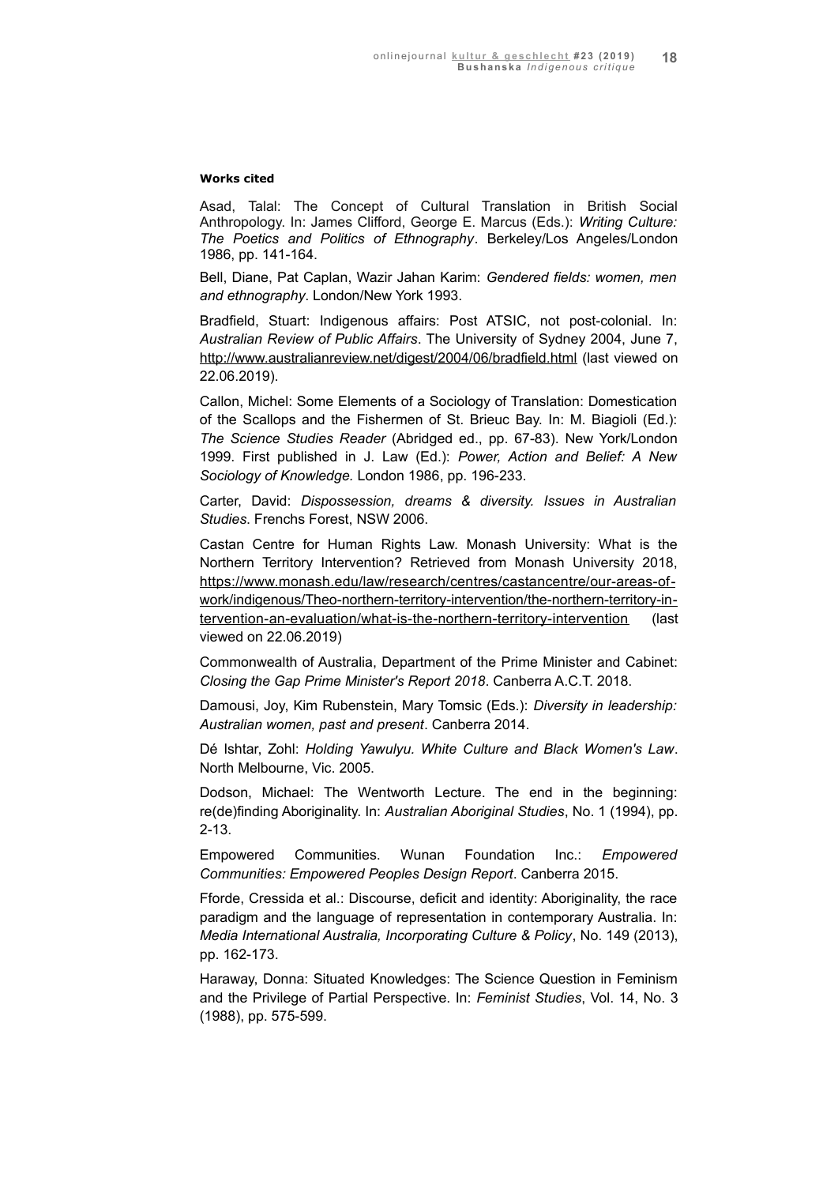**Works cited**

Asad, Talal: The Concept of Cultural Translation in British Social Anthropology. In: James Clifford, George E. Marcus (Eds.): *Writing Culture: The Poetics and Politics of Ethnography*. Berkeley/Los Angeles/London 1986, pp. 141-164.

Bell, Diane, Pat Caplan, Wazir Jahan Karim: *Gendered fields: women, men and ethnography*. London/New York 1993.

Bradfield, Stuart: Indigenous affairs: Post ATSIC, not post-colonial. In: *Australian Review of Public Affairs*. The University of Sydney 2004, June 7, http://www.australianreview.net/digest/2004/06/bradfield.html (last viewed on 22.06.2019).

Callon, Michel: Some Elements of a Sociology of Translation: Domestication of the Scallops and the Fishermen of St. Brieuc Bay. In: M. Biagioli (Ed.): *The Science Studies Reader* (Abridged ed., pp. 67-83). New York/London 1999. First published in J. Law (Ed.): *Power, Action and Belief: A New Sociology of Knowledge.* London 1986, pp. 196-233.

Carter, David: *Dispossession, dreams & diversity. Issues in Australian Studies*. Frenchs Forest, NSW 2006.

Castan Centre for Human Rights Law. Monash University: What is the Northern Territory Intervention? Retrieved from Monash University 2018, https://www.monash.edu/law/research/centres/castancentre/our-areas-of-work/indigenous/Theo-northern-territory-intervention/the-northern-territory-intervention-an-evaluation/what-is-the-northern-territory-intervention (last viewed on 22.06.2019)

Commonwealth of Australia, Department of the Prime Minister and Cabinet: *Closing the Gap Prime Minister's Report 2018*. Canberra A.C.T. 2018.

Damousi, Joy, Kim Rubenstein, Mary Tomsic (Eds.): *Diversity in leadership: Australian women, past and present*. Canberra 2014.

Dé Ishtar, Zohl: *Holding Yawulyu. White Culture and Black Women's Law*. North Melbourne, Vic. 2005.

Dodson, Michael: The Wentworth Lecture. The end in the beginning: re(de)finding Aboriginality. In: *Australian Aboriginal Studies*, No. 1 (1994), pp. 2-13.

Empowered Communities. Wunan Foundation Inc.: *Empowered Communities: Empowered Peoples Design Report*. Canberra 2015.

Fforde, Cressida et al.: Discourse, deficit and identity: Aboriginality, the race paradigm and the language of representation in contemporary Australia. In: *Media International Australia, Incorporating Culture & Policy*, No. 149 (2013), pp. 162-173.

Haraway, Donna: Situated Knowledges: The Science Question in Feminism and the Privilege of Partial Perspective. In: *Feminist Studies*, Vol. 14, No. 3 (1988), pp. 575-599.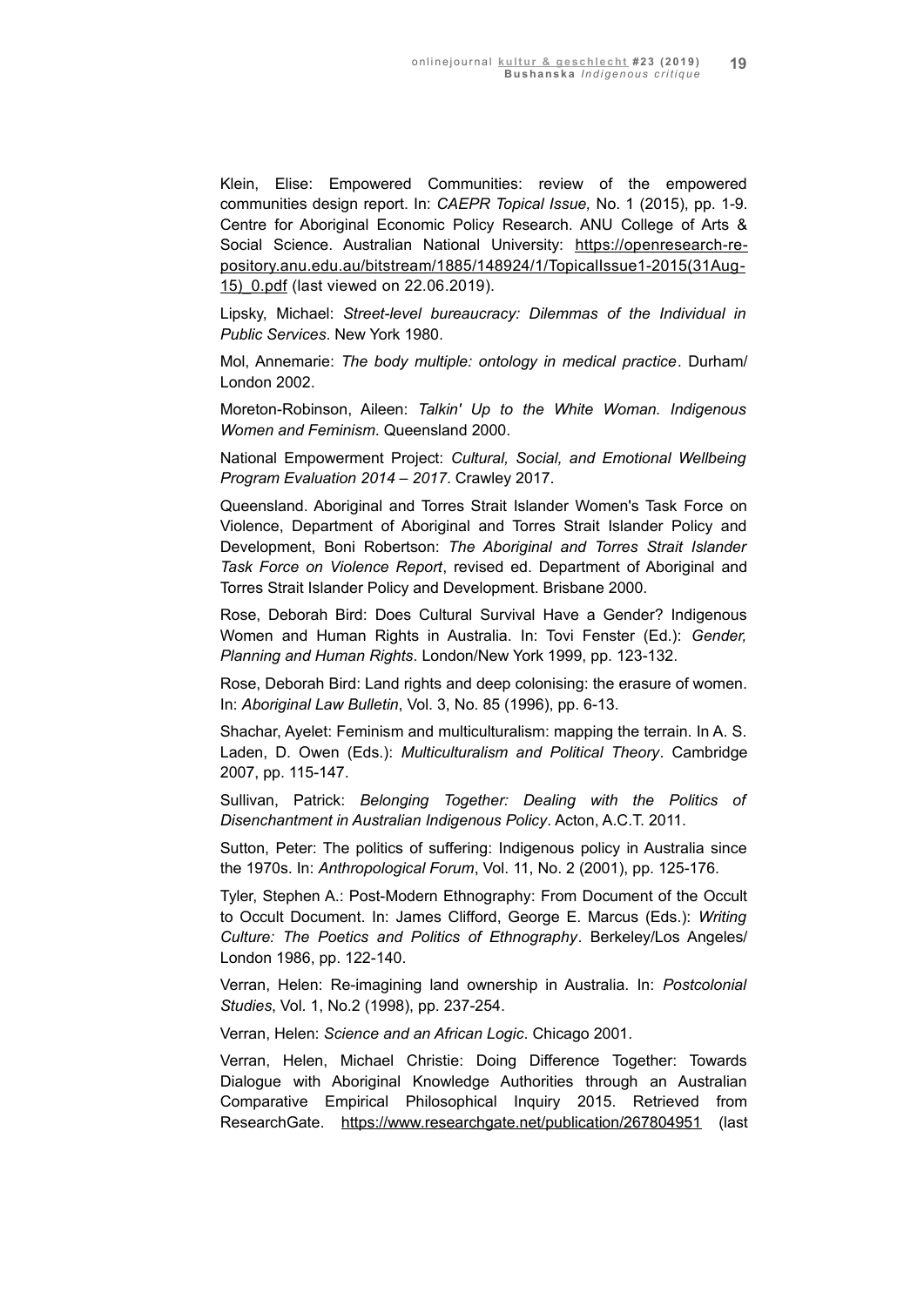Klein, Elise: Empowered Communities: review of the empowered communities design report. In: *CAEPR Topical Issue,* No. 1 (2015), pp. 1-9. Centre for Aboriginal Economic Policy Research. ANU College of Arts & Social Science. Australian National University: https://openresearch-repository.anu.edu.au/bitstream/1885/148924/1/TopicalIssue1-2015(31Aug-15)_0.pdf (last viewed on 22.06.2019).

Lipsky, Michael: *Street-level bureaucracy: Dilemmas of the Individual in Public Services*. New York 1980.

Mol, Annemarie: *The body multiple: ontology in medical practice*. Durham/London 2002.

Moreton-Robinson, Aileen: *Talkin' Up to the White Woman. Indigenous Women and Feminism*. Queensland 2000.

National Empowerment Project: *Cultural, Social, and Emotional Wellbeing Program Evaluation 2014 – 2017*. Crawley 2017.

Queensland. Aboriginal and Torres Strait Islander Women's Task Force on Violence, Department of Aboriginal and Torres Strait Islander Policy and Development, Boni Robertson: *The Aboriginal and Torres Strait Islander Task Force on Violence Report*, revised ed. Department of Aboriginal and Torres Strait Islander Policy and Development. Brisbane 2000.

Rose, Deborah Bird: Does Cultural Survival Have a Gender? Indigenous Women and Human Rights in Australia. In: Tovi Fenster (Ed.): *Gender, Planning and Human Rights*. London/New York 1999, pp. 123-132.

Rose, Deborah Bird: Land rights and deep colonising: the erasure of women. In: *Aboriginal Law Bulletin*, Vol. 3, No. 85 (1996), pp. 6-13.

Shachar, Ayelet: Feminism and multiculturalism: mapping the terrain. In A. S. Laden, D. Owen (Eds.): *Multiculturalism and Political Theory*. Cambridge 2007, pp. 115-147.

Sullivan, Patrick: *Belonging Together: Dealing with the Politics of Disenchantment in Australian Indigenous Policy*. Acton, A.C.T. 2011.

Sutton, Peter: The politics of suffering: Indigenous policy in Australia since the 1970s. In: *Anthropological Forum*, Vol. 11, No. 2 (2001), pp. 125-176.

Tyler, Stephen A.: Post-Modern Ethnography: From Document of the Occult to Occult Document. In: James Clifford, George E. Marcus (Eds.): *Writing Culture: The Poetics and Politics of Ethnography*. Berkeley/Los Angeles/London 1986, pp. 122-140.

Verran, Helen: Re-imagining land ownership in Australia. In: *Postcolonial Studies*, Vol. 1, No.2 (1998), pp. 237-254.

Verran, Helen: *Science and an African Logic*. Chicago 2001.

Verran, Helen, Michael Christie: Doing Difference Together: Towards Dialogue with Aboriginal Knowledge Authorities through an Australian Comparative Empirical Philosophical Inquiry 2015. Retrieved from ResearchGate. https://www.researchgate.net/publication/267804951 (last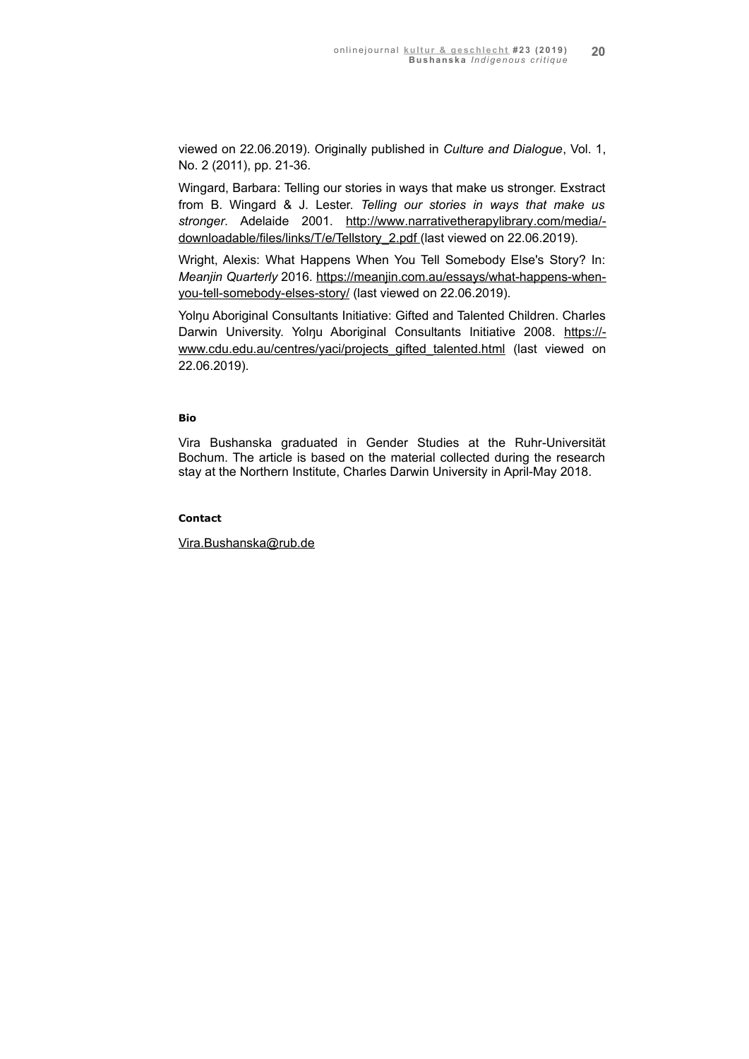viewed on 22.06.2019). Originally published in *Culture and Dialogue*, Vol. 1, No. 2 (2011), pp. 21-36.

Wingard, Barbara: Telling our stories in ways that make us stronger. Exstract from B. Wingard & J. Lester. *Telling our stories in ways that make us stronger*. Adelaide 2001. http://www.narrativetherapylibrary.com/media/-downloadable/files/links/T/e/Tellstory_2.pdf (last viewed on 22.06.2019).

Wright, Alexis: What Happens When You Tell Somebody Else's Story? In: *Meanjin Quarterly* 2016. https://meanjin.com.au/essays/what-happens-when-you-tell-somebody-elses-story/ (last viewed on 22.06.2019).

Yolŋu Aboriginal Consultants Initiative: Gifted and Talented Children. Charles Darwin University. Yolŋu Aboriginal Consultants Initiative 2008. https://-www.cdu.edu.au/centres/yaci/projects_gifted_talented.html (last viewed on 22.06.2019).

#### Bio

Vira Bushanska graduated in Gender Studies at the Ruhr-Universität Bochum. The article is based on the material collected during the research stay at the Northern Institute, Charles Darwin University in April-May 2018.

#### Contact

Vira.Bushanska@rub.de